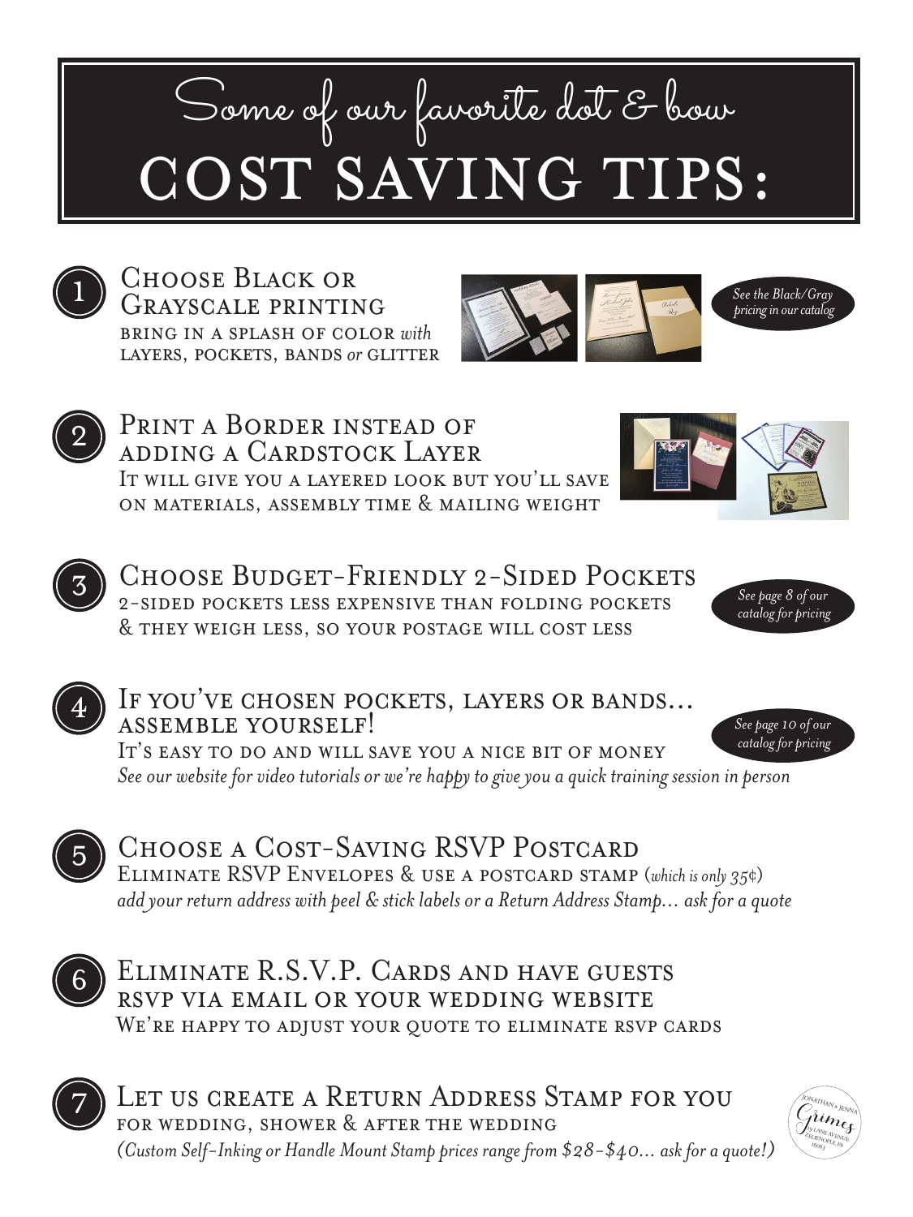# Some of our favorite dot & bow COST SAVING TIPS:

## 1. Choose Black or Grayscale printing

BRING IN A SPLASH OF COLOR *with* LAYERS, POCKETS, BANDS *or* GLITTER

*See the Black/Gray pricing in our catalog*

## 2. Print a Border instead of adding a Cardstock Layer

It will give you a layered look but you'll save on materials, assembly time & mailing weight

## 3. Choose Budget-Friendly 2-Sided Pockets

2-sided pockets less expensive than folding pockets & they weigh less, so your postage will cost less

*See page 8 of our catalog for pricing*

## 4. If you've chosen pockets, layers or bands... assemble yourself!

It's easy to do and will save you a nice bit of money

*See our website for video tutorials or we're happy to give you a quick training session in person*

*See page 10 of our catalog for pricing*

## 5. Choose a Cost-Saving RSVP Postcard

Eliminate RSVP Envelopes & use a postcard stamp (*which is only 35¢*)

*add your return address with peel & stick labels or a Return Address Stamp... ask for a quote*

## 6. Eliminate R.S.V.P. Cards and have guests rsvp via email or your wedding website

We're happy to adjust your quote to eliminate rsvp cards

## 7. Let us create a Return Address Stamp for you

for wedding, shower & after the wedding

*(Custom Self-Inking or Handle Mount Stamp prices range from $28-$40... ask for a quote!)*

Jonathan & Jenna Grimes 19 Lane Avenue Zelienople, PA 16063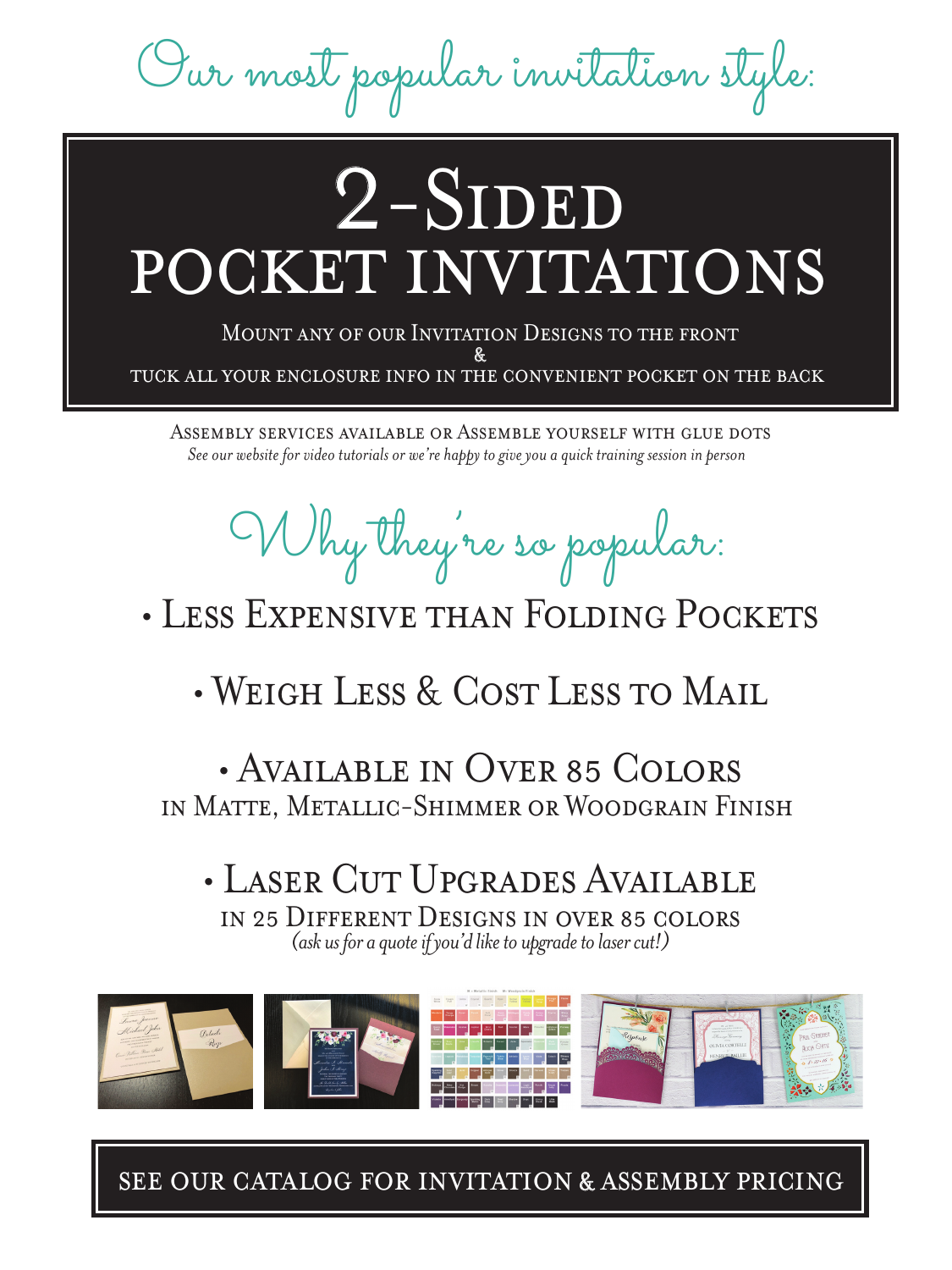Our most popular invitation style:

# 2-Sided Pocket Invitations

Mount any of our Invitation Designs to the front

&

tuck all your enclosure info in the convenient pocket on the back

Assembly services available or Assemble yourself with glue dots

*See our website for video tutorials or we're happy to give you a quick training session in person*

## Why they're so popular:

- Less Expensive than Folding Pockets
- Weigh Less & Cost Less to Mail
- Available in Over 85 Colors
  in Matte, Metallic-Shimmer or Woodgrain Finish
- Laser Cut Upgrades Available
  in 25 Different Designs in over 85 colors
  *(ask us for a quote if you'd like to upgrade to laser cut!)*

**SEE OUR CATALOG FOR INVITATION & ASSEMBLY PRICING**